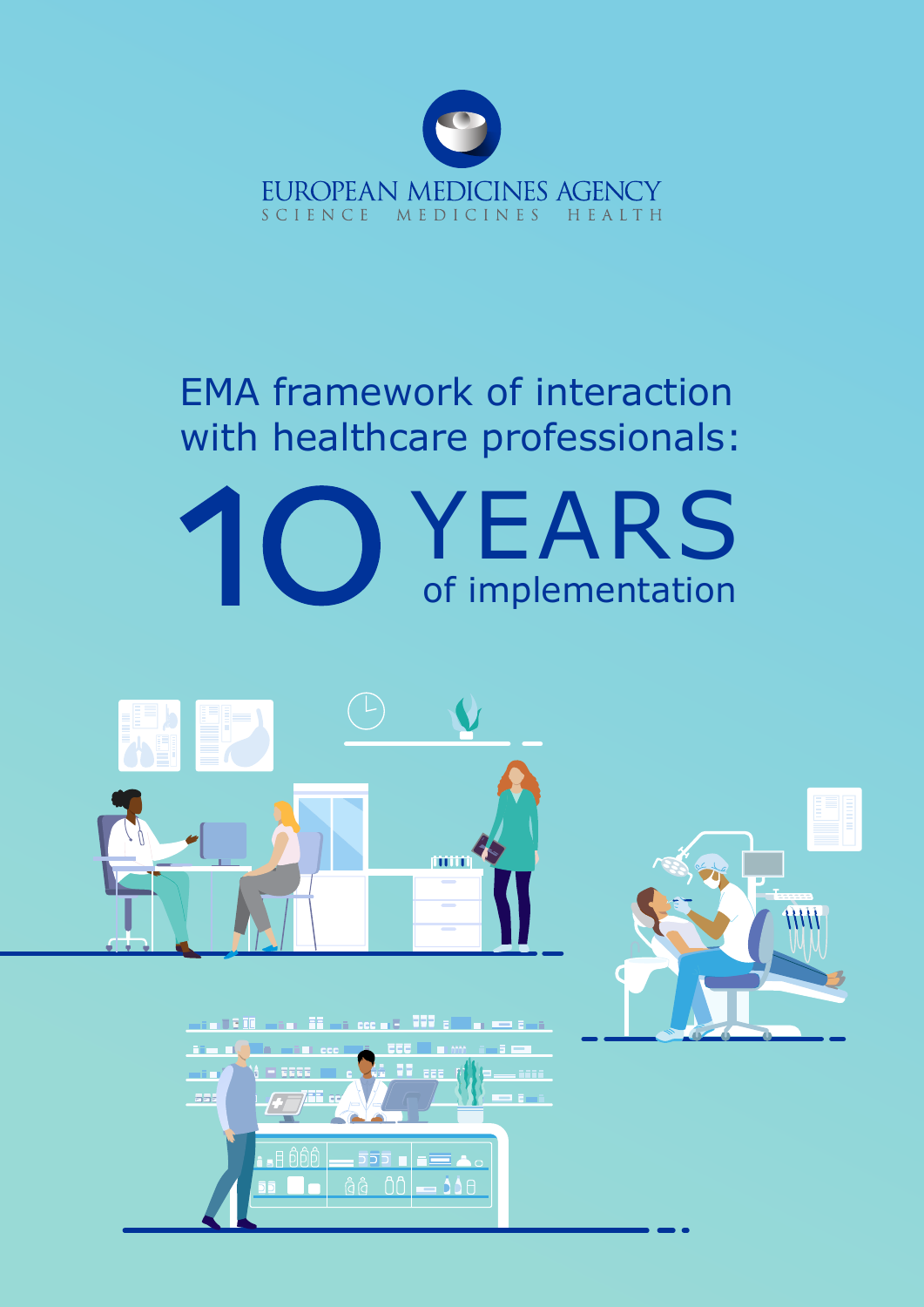EUROPEAN MEDICINES AGENCY

SCIENCE MEDICINES HEALTH

# EMA framework of interaction with healthcare professionals:

# 10 YEARS of implementation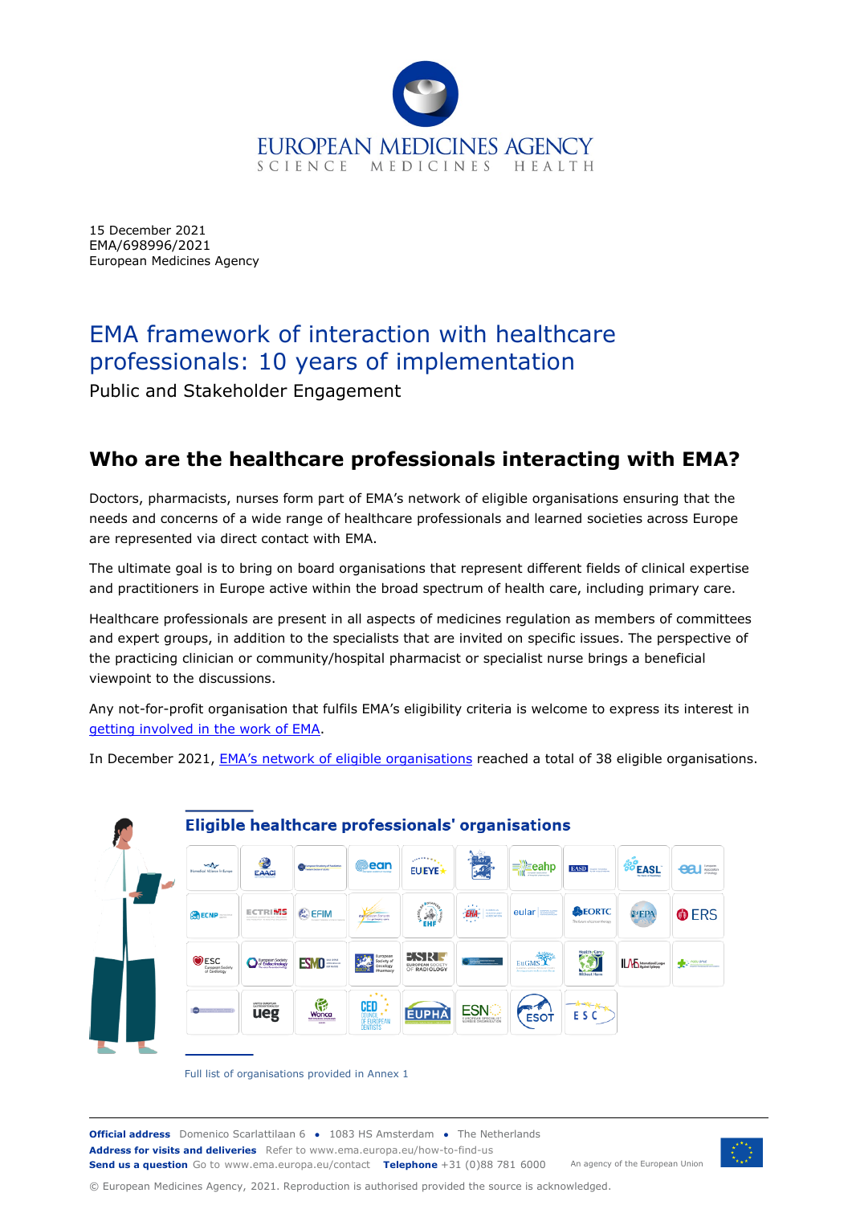15 December 2021
EMA/698996/2021
European Medicines Agency

# EMA framework of interaction with healthcare professionals: 10 years of implementation

Public and Stakeholder Engagement

## Who are the healthcare professionals interacting with EMA?

Doctors, pharmacists, nurses form part of EMA's network of eligible organisations ensuring that the needs and concerns of a wide range of healthcare professionals and learned societies across Europe are represented via direct contact with EMA.

The ultimate goal is to bring on board organisations that represent different fields of clinical expertise and practitioners in Europe active within the broad spectrum of health care, including primary care.

Healthcare professionals are present in all aspects of medicines regulation as members of committees and expert groups, in addition to the specialists that are invited on specific issues. The perspective of the practicing clinician or community/hospital pharmacist or specialist nurse brings a beneficial viewpoint to the discussions.

Any not-for-profit organisation that fulfils EMA's eligibility criteria is welcome to express its interest in getting involved in the work of EMA.

In December 2021, EMA's network of eligible organisations reached a total of 38 eligible organisations.

### Eligible healthcare professionals' organisations

Full list of organisations provided in Annex 1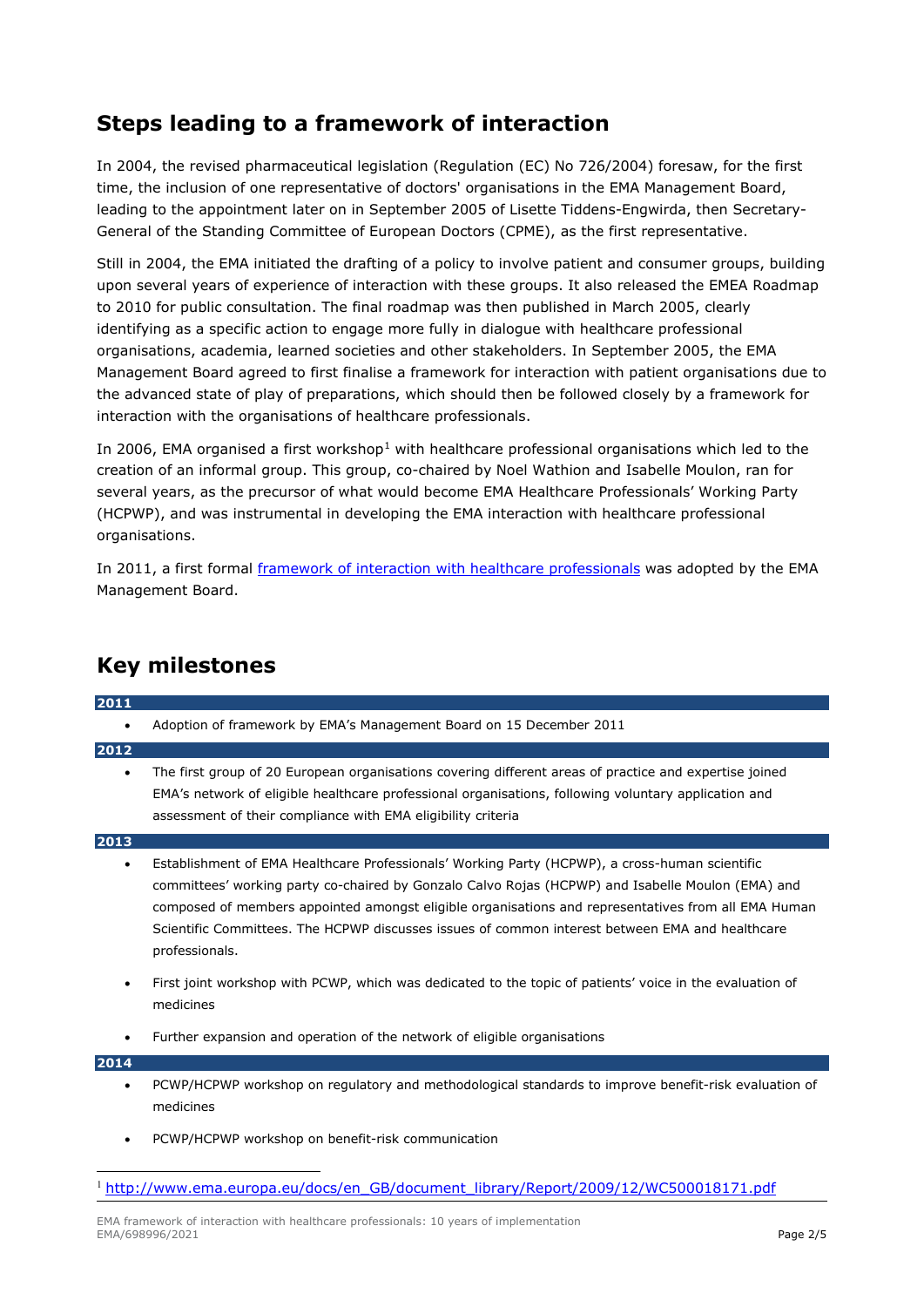## Steps leading to a framework of interaction

In 2004, the revised pharmaceutical legislation (Regulation (EC) No 726/2004) foresaw, for the first time, the inclusion of one representative of doctors' organisations in the EMA Management Board, leading to the appointment later on in September 2005 of Lisette Tiddens-Engwirda, then Secretary-General of the Standing Committee of European Doctors (CPME), as the first representative.

Still in 2004, the EMA initiated the drafting of a policy to involve patient and consumer groups, building upon several years of experience of interaction with these groups. It also released the EMEA Roadmap to 2010 for public consultation. The final roadmap was then published in March 2005, clearly identifying as a specific action to engage more fully in dialogue with healthcare professional organisations, academia, learned societies and other stakeholders. In September 2005, the EMA Management Board agreed to first finalise a framework for interaction with patient organisations due to the advanced state of play of preparations, which should then be followed closely by a framework for interaction with the organisations of healthcare professionals.

In 2006, EMA organised a first workshop[1] with healthcare professional organisations which led to the creation of an informal group. This group, co-chaired by Noel Wathion and Isabelle Moulon, ran for several years, as the precursor of what would become EMA Healthcare Professionals' Working Party (HCPWP), and was instrumental in developing the EMA interaction with healthcare professional organisations.

In 2011, a first formal framework of interaction with healthcare professionals was adopted by the EMA Management Board.

## Key milestones

**2011**

- Adoption of framework by EMA's Management Board on 15 December 2011

**2012**

- The first group of 20 European organisations covering different areas of practice and expertise joined EMA's network of eligible healthcare professional organisations, following voluntary application and assessment of their compliance with EMA eligibility criteria

**2013**

- Establishment of EMA Healthcare Professionals' Working Party (HCPWP), a cross-human scientific committees' working party co-chaired by Gonzalo Calvo Rojas (HCPWP) and Isabelle Moulon (EMA) and composed of members appointed amongst eligible organisations and representatives from all EMA Human Scientific Committees. The HCPWP discusses issues of common interest between EMA and healthcare professionals.
- First joint workshop with PCWP, which was dedicated to the topic of patients' voice in the evaluation of medicines
- Further expansion and operation of the network of eligible organisations

**2014**

- PCWP/HCPWP workshop on regulatory and methodological standards to improve benefit-risk evaluation of medicines
- PCWP/HCPWP workshop on benefit-risk communication

[1] http://www.ema.europa.eu/docs/en_GB/document_library/Report/2009/12/WC500018171.pdf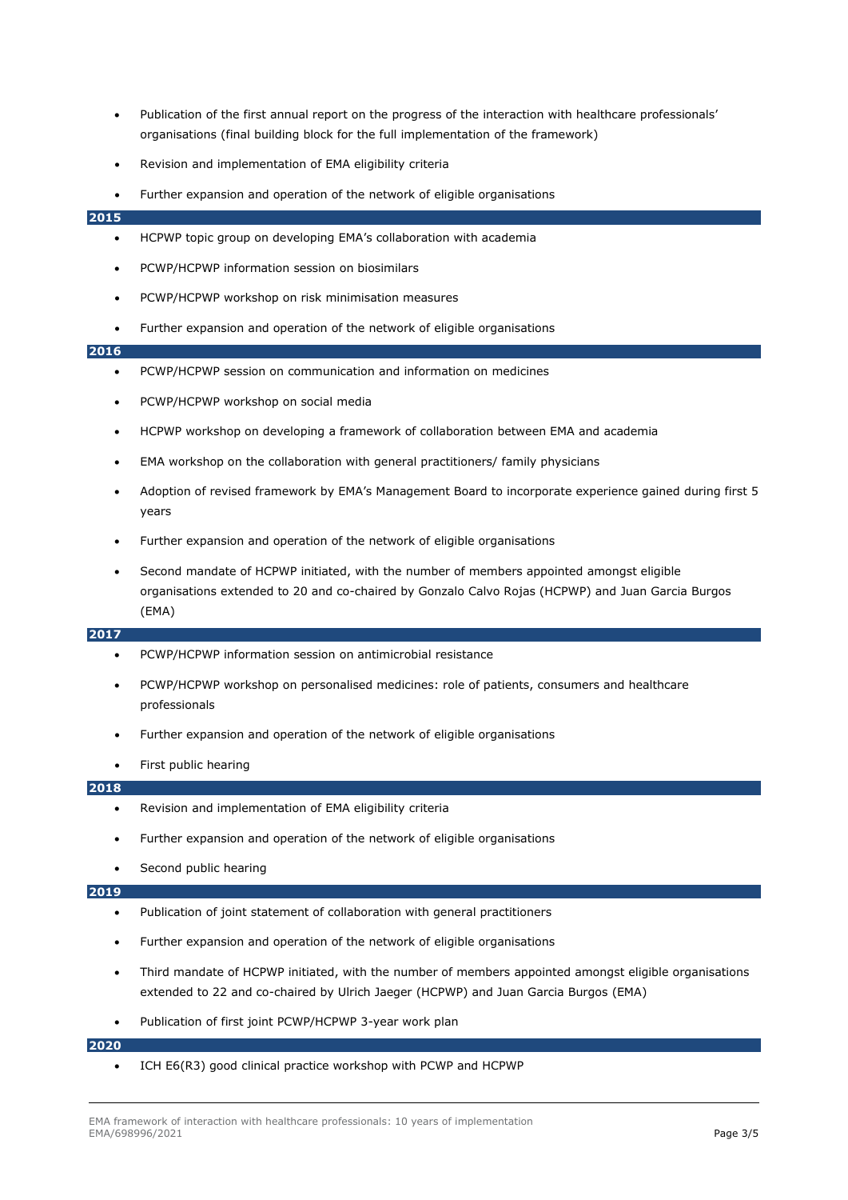- Publication of the first annual report on the progress of the interaction with healthcare professionals' organisations (final building block for the full implementation of the framework)
- Revision and implementation of EMA eligibility criteria
- Further expansion and operation of the network of eligible organisations

## 2015

- HCPWP topic group on developing EMA's collaboration with academia
- PCWP/HCPWP information session on biosimilars
- PCWP/HCPWP workshop on risk minimisation measures
- Further expansion and operation of the network of eligible organisations

## 2016

- PCWP/HCPWP session on communication and information on medicines
- PCWP/HCPWP workshop on social media
- HCPWP workshop on developing a framework of collaboration between EMA and academia
- EMA workshop on the collaboration with general practitioners/ family physicians
- Adoption of revised framework by EMA's Management Board to incorporate experience gained during first 5 years
- Further expansion and operation of the network of eligible organisations
- Second mandate of HCPWP initiated, with the number of members appointed amongst eligible organisations extended to 20 and co-chaired by Gonzalo Calvo Rojas (HCPWP) and Juan Garcia Burgos (EMA)

## 2017

- PCWP/HCPWP information session on antimicrobial resistance
- PCWP/HCPWP workshop on personalised medicines: role of patients, consumers and healthcare professionals
- Further expansion and operation of the network of eligible organisations
- First public hearing

## 2018

- Revision and implementation of EMA eligibility criteria
- Further expansion and operation of the network of eligible organisations
- Second public hearing

## 2019

- Publication of joint statement of collaboration with general practitioners
- Further expansion and operation of the network of eligible organisations
- Third mandate of HCPWP initiated, with the number of members appointed amongst eligible organisations extended to 22 and co-chaired by Ulrich Jaeger (HCPWP) and Juan Garcia Burgos (EMA)
- Publication of first joint PCWP/HCPWP 3-year work plan

## 2020

- ICH E6(R3) good clinical practice workshop with PCWP and HCPWP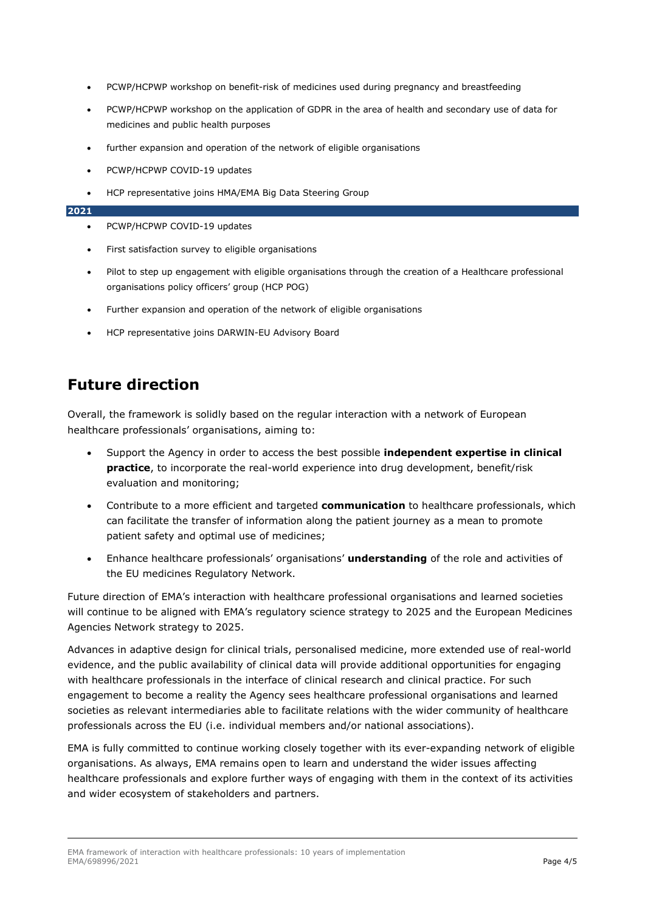- PCWP/HCPWP workshop on benefit-risk of medicines used during pregnancy and breastfeeding
- PCWP/HCPWP workshop on the application of GDPR in the area of health and secondary use of data for medicines and public health purposes
- further expansion and operation of the network of eligible organisations
- PCWP/HCPWP COVID-19 updates
- HCP representative joins HMA/EMA Big Data Steering Group

**2021**

- PCWP/HCPWP COVID-19 updates
- First satisfaction survey to eligible organisations
- Pilot to step up engagement with eligible organisations through the creation of a Healthcare professional organisations policy officers' group (HCP POG)
- Further expansion and operation of the network of eligible organisations
- HCP representative joins DARWIN-EU Advisory Board

## Future direction

Overall, the framework is solidly based on the regular interaction with a network of European healthcare professionals' organisations, aiming to:

- Support the Agency in order to access the best possible **independent expertise in clinical practice**, to incorporate the real-world experience into drug development, benefit/risk evaluation and monitoring;
- Contribute to a more efficient and targeted **communication** to healthcare professionals, which can facilitate the transfer of information along the patient journey as a mean to promote patient safety and optimal use of medicines;
- Enhance healthcare professionals' organisations' **understanding** of the role and activities of the EU medicines Regulatory Network.

Future direction of EMA's interaction with healthcare professional organisations and learned societies will continue to be aligned with EMA's regulatory science strategy to 2025 and the European Medicines Agencies Network strategy to 2025.

Advances in adaptive design for clinical trials, personalised medicine, more extended use of real-world evidence, and the public availability of clinical data will provide additional opportunities for engaging with healthcare professionals in the interface of clinical research and clinical practice. For such engagement to become a reality the Agency sees healthcare professional organisations and learned societies as relevant intermediaries able to facilitate relations with the wider community of healthcare professionals across the EU (i.e. individual members and/or national associations).

EMA is fully committed to continue working closely together with its ever-expanding network of eligible organisations. As always, EMA remains open to learn and understand the wider issues affecting healthcare professionals and explore further ways of engaging with them in the context of its activities and wider ecosystem of stakeholders and partners.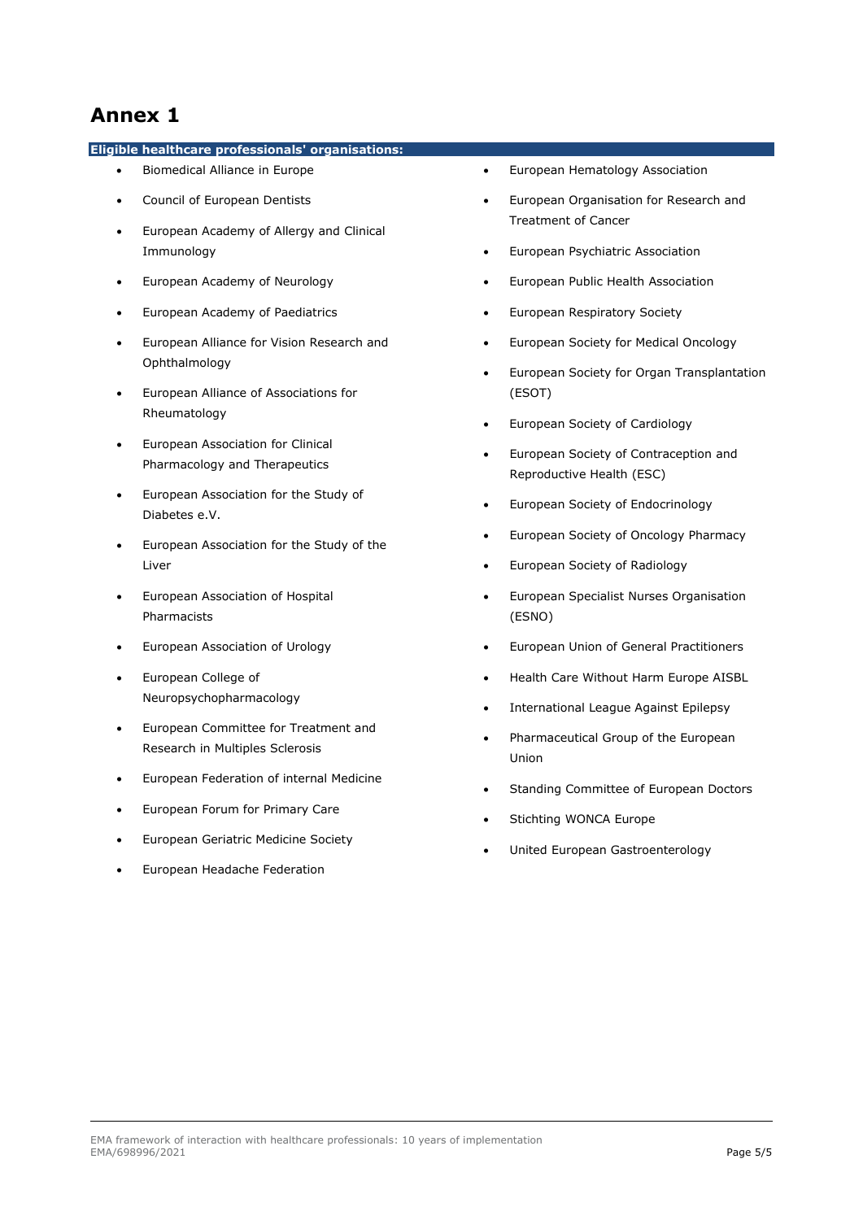# Annex 1

**Eligible healthcare professionals' organisations:**

- Biomedical Alliance in Europe
- Council of European Dentists
- European Academy of Allergy and Clinical Immunology
- European Academy of Neurology
- European Academy of Paediatrics
- European Alliance for Vision Research and Ophthalmology
- European Alliance of Associations for Rheumatology
- European Association for Clinical Pharmacology and Therapeutics
- European Association for the Study of Diabetes e.V.
- European Association for the Study of the Liver
- European Association of Hospital Pharmacists
- European Association of Urology
- European College of Neuropsychopharmacology
- European Committee for Treatment and Research in Multiples Sclerosis
- European Federation of internal Medicine
- European Forum for Primary Care
- European Geriatric Medicine Society
- European Headache Federation
- European Hematology Association
- European Organisation for Research and Treatment of Cancer
- European Psychiatric Association
- European Public Health Association
- European Respiratory Society
- European Society for Medical Oncology
- European Society for Organ Transplantation (ESOT)
- European Society of Cardiology
- European Society of Contraception and Reproductive Health (ESC)
- European Society of Endocrinology
- European Society of Oncology Pharmacy
- European Society of Radiology
- European Specialist Nurses Organisation (ESNO)
- European Union of General Practitioners
- Health Care Without Harm Europe AISBL
- International League Against Epilepsy
- Pharmaceutical Group of the European Union
- Standing Committee of European Doctors
- Stichting WONCA Europe
- United European Gastroenterology